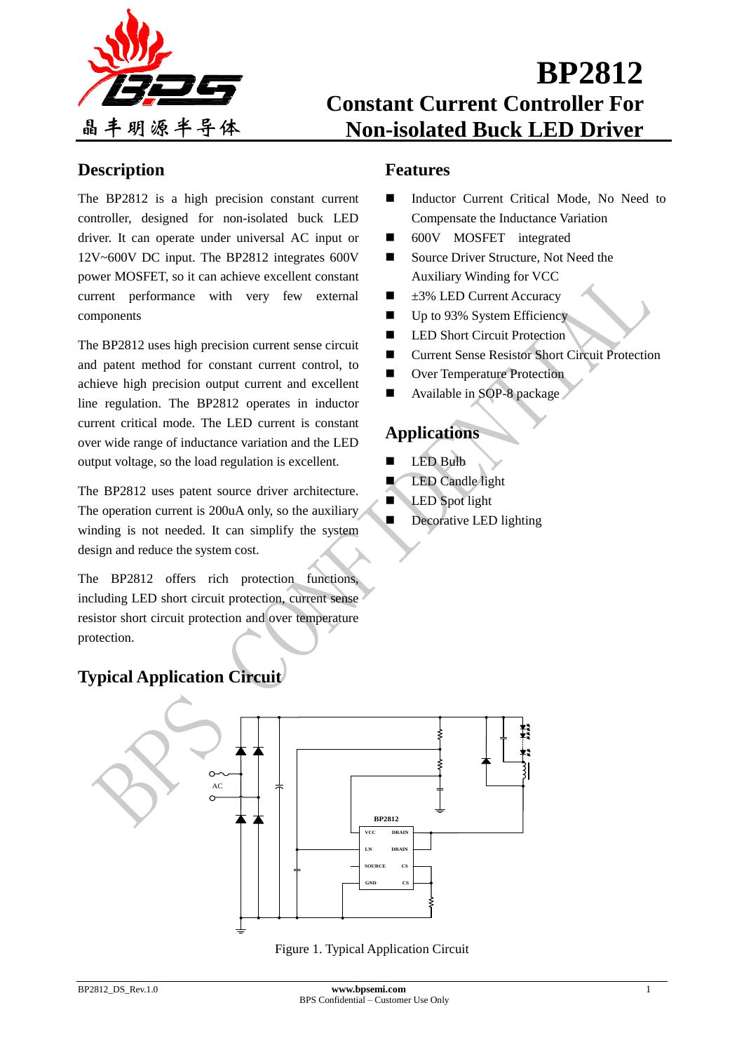# BP2812

## Constant Current Controller For Non-isolated Buck LED Driver

## Description

The BP2812 is a high precision constant current controller, designed for non-isolated buck LED driver. It can operate under universal AC input or 12V~600V DC input. The BP2812 integrates 600V power MOSFET, so it can achieve excellent constant current performance with very few external components

The BP2812 uses high precision current sense circuit and patent method for constant current control, to achieve high precision output current and excellent line regulation. The BP2812 operates in inductor current critical mode. The LED current is constant over wide range of inductance variation and the LED output voltage, so the load regulation is excellent.

The BP2812 uses patent source driver architecture. The operation current is 200uA only, so the auxiliary winding is not needed. It can simplify the system design and reduce the system cost.

The BP2812 offers rich protection functions, including LED short circuit protection, current sense resistor short circuit protection and over temperature protection.

## Features

- Inductor Current Critical Mode, No Need to Compensate the Inductance Variation
- 600V MOSFET integrated
- Source Driver Structure, Not Need the Auxiliary Winding for VCC
- ±3% LED Current Accuracy
- Up to 93% System Efficiency
- LED Short Circuit Protection
- Current Sense Resistor Short Circuit Protection
- Over Temperature Protection
- Available in SOP-8 package

## Applications

- LED Bulb
- LED Candle light
- LED Spot light
- Decorative LED lighting

## Typical Application Circuit

Figure 1. Typical Application Circuit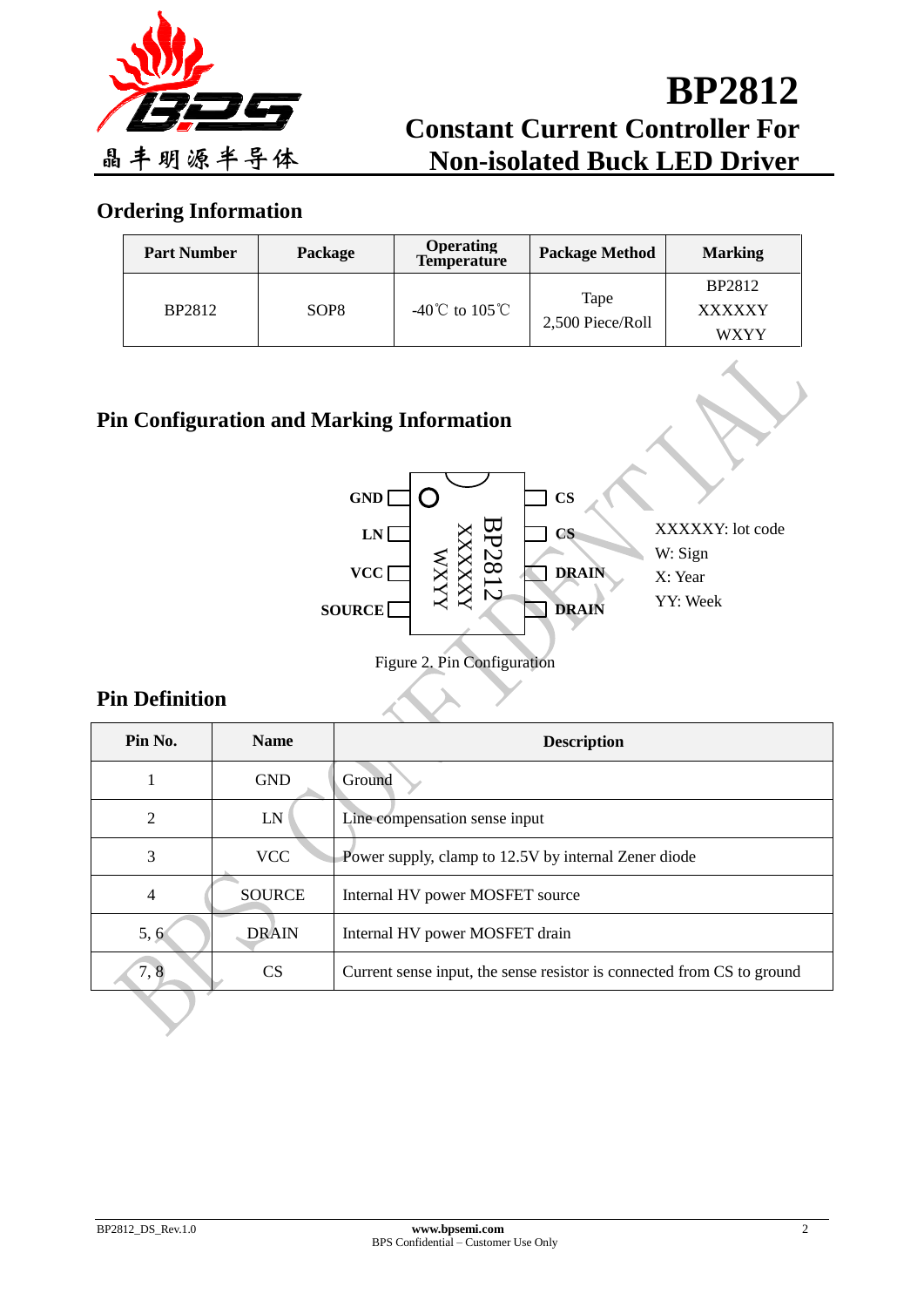## Ordering Information

| Part Number | Package | Operating Temperature | Package Method | Marking |
|---|---|---|---|---|
| BP2812 | SOP8 | -40℃ to 105℃ | Tape 2,500 Piece/Roll | BP2812 XXXXXY WXYY |

## Pin Configuration and Marking Information

GND [1] — [8] CS
LN [2] — [7] CS
VCC [3] — [6] DRAIN
SOURCE [4] — [5] DRAIN

Marking: BP2812 / XXXXXY / WXYY

XXXXXY: lot code
W: Sign
X: Year
YY: Week

Figure 2. Pin Configuration

## Pin Definition

| Pin No. | Name | Description |
|---|---|---|
| 1 | GND | Ground |
| 2 | LN | Line compensation sense input |
| 3 | VCC | Power supply, clamp to 12.5V by internal Zener diode |
| 4 | SOURCE | Internal HV power MOSFET source |
| 5, 6 | DRAIN | Internal HV power MOSFET drain |
| 7, 8 | CS | Current sense input, the sense resistor is connected from CS to ground |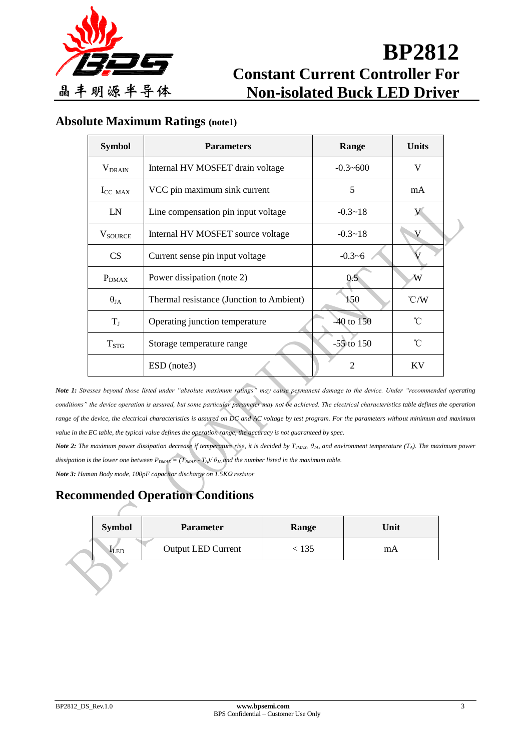## Absolute Maximum Ratings (note1)

| Symbol | Parameters | Range | Units |
|---|---|---|---|
| $V_{DRAIN}$ | Internal HV MOSFET drain voltage | -0.3~600 | V |
| $I_{CC\_MAX}$ | VCC pin maximum sink current | 5 | mA |
| LN | Line compensation pin input voltage | -0.3~18 | V |
| $V_{SOURCE}$ | Internal HV MOSFET source voltage | -0.3~18 | V |
| CS | Current sense pin input voltage | -0.3~6 | V |
| $P_{DMAX}$ | Power dissipation (note 2) | 0.5 | W |
| $\theta_{JA}$ | Thermal resistance (Junction to Ambient) | 150 | ℃/W |
| $T_J$ | Operating junction temperature | -40 to 150 | ℃ |
| $T_{STG}$ | Storage temperature range | -55 to 150 | ℃ |
| | ESD (note3) | 2 | KV |

***Note 1:*** *Stresses beyond those listed under "absolute maximum ratings" may cause permanent damage to the device. Under "recommended operating conditions" the device operation is assured, but some particular parameter may not be achieved. The electrical characteristics table defines the operation range of the device, the electrical characteristics is assured on DC and AC voltage by test program. For the parameters without minimum and maximum value in the EC table, the typical value defines the operation range, the accuracy is not guaranteed by spec.*

***Note 2:*** *The maximum power dissipation decrease if temperature rise, it is decided by $T_{JMAX}$, $\theta_{JA}$, and environment temperature ($T_A$). The maximum power dissipation is the lower one between $P_{DMAX} = (T_{JMAX} - T_A)/\theta_{JA}$ and the number listed in the maximum table.*

***Note 3:*** *Human Body mode, 100pF capacitor discharge on 1.5KΩ resistor*

## Recommended Operation Conditions

| Symbol | Parameter | Range | Unit |
|---|---|---|---|
| $I_{LED}$ | Output LED Current | < 135 | mA |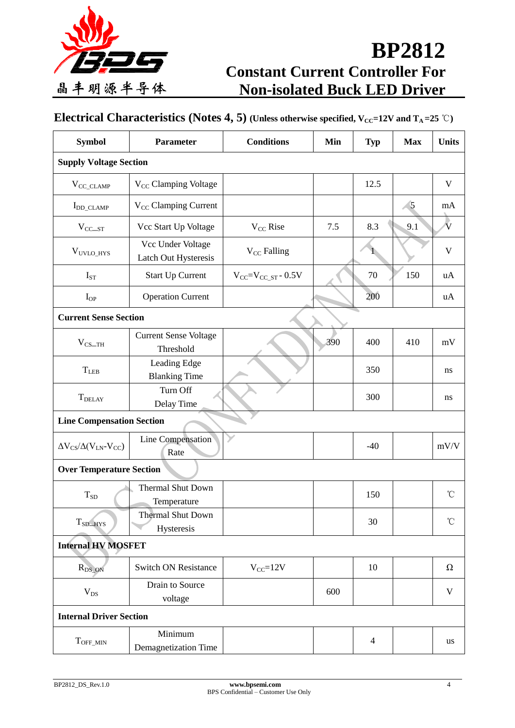## Electrical Characteristics (Notes 4, 5) (Unless otherwise specified, $V_{CC}$=12V and $T_A$=25 ℃)

| Symbol | Parameter | Conditions | Min | Typ | Max | Units |
|---|---|---|---|---|---|---|
| **Supply Voltage Section** | | | | | | |
| $V_{CC\_CLAMP}$ | $V_{CC}$ Clamping Voltage | | | 12.5 | | V |
| $I_{DD\_CLAMP}$ | $V_{CC}$ Clamping Current | | | | 5 | mA |
| $V_{CC\_ST}$ | Vcc Start Up Voltage | $V_{CC}$ Rise | 7.5 | 8.3 | 9.1 | V |
| $V_{UVLO\_HYS}$ | Vcc Under Voltage Latch Out Hysteresis | $V_{CC}$ Falling | | 1 | | V |
| $I_{ST}$ | Start Up Current | $V_{CC}=V_{CC\_ST}$ - 0.5V | | 70 | 150 | uA |
| $I_{OP}$ | Operation Current | | | 200 | | uA |
| **Current Sense Section** | | | | | | |
| $V_{CS\_TH}$ | Current Sense Voltage Threshold | | 390 | 400 | 410 | mV |
| $T_{LEB}$ | Leading Edge Blanking Time | | | 350 | | ns |
| $T_{DELAY}$ | Turn Off Delay Time | | | 300 | | ns |
| **Line Compensation Section** | | | | | | |
| $\Delta V_{CS}/\Delta(V_{LN}-V_{CC})$ | Line Compensation Rate | | | -40 | | mV/V |
| **Over Temperature Section** | | | | | | |
| $T_{SD}$ | Thermal Shut Down Temperature | | | 150 | | ℃ |
| $T_{SD\_HYS}$ | Thermal Shut Down Hysteresis | | | 30 | | ℃ |
| **Internal HV MOSFET** | | | | | | |
| $R_{DS\_ON}$ | Switch ON Resistance | $V_{CC}$=12V | | 10 | | Ω |
| $V_{DS}$ | Drain to Source voltage | | 600 | | | V |
| **Internal Driver Section** | | | | | | |
| $T_{OFF\_MIN}$ | Minimum Demagnetization Time | | | 4 | | us |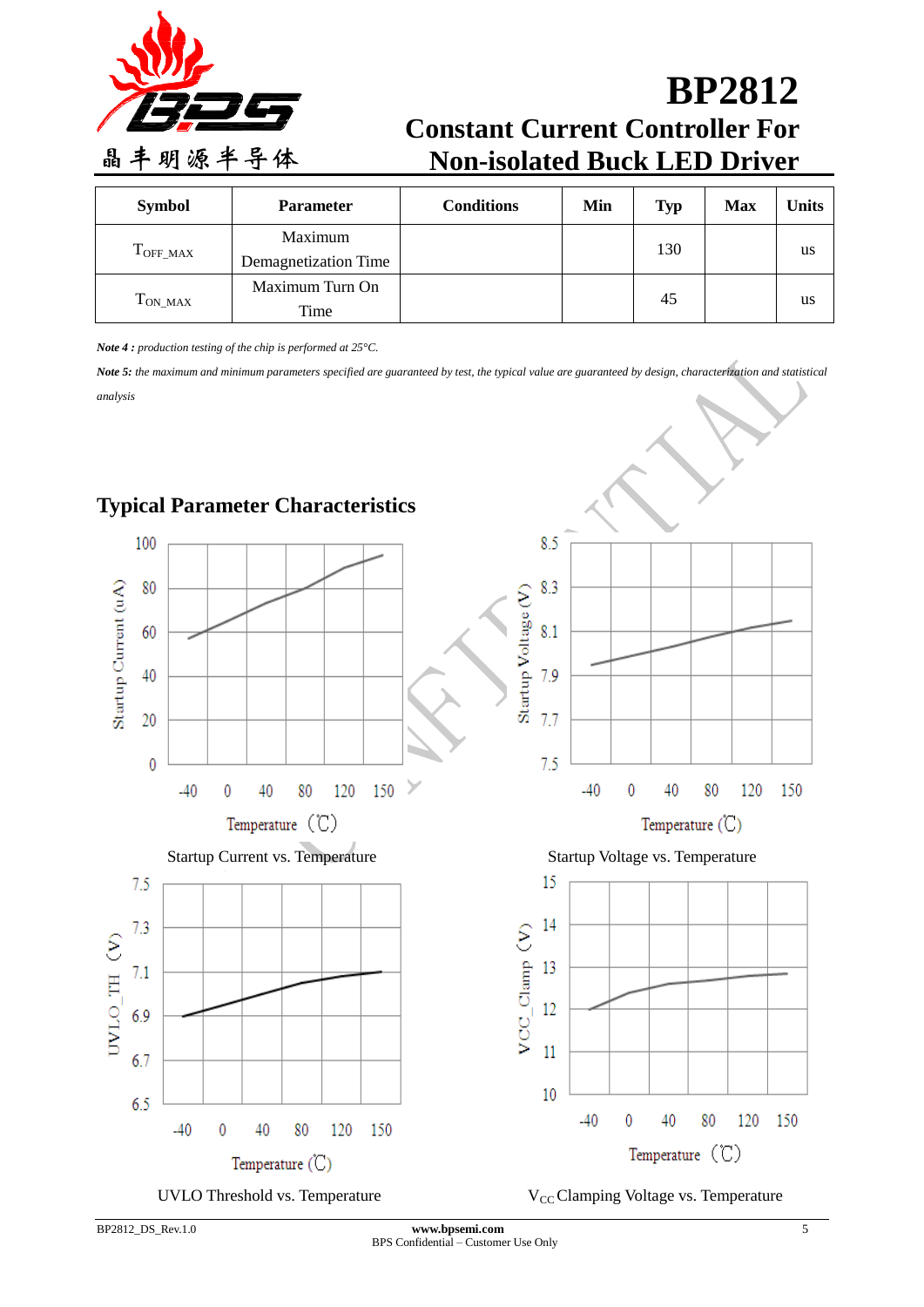| Symbol | Parameter | Conditions | Min | Typ | Max | Units |
|---|---|---|---|---|---|---|
| $T_{OFF\_MAX}$ | Maximum Demagnetization Time | | | 130 | | us |
| $T_{ON\_MAX}$ | Maximum Turn On Time | | | 45 | | us |

***Note 4 :*** *production testing of the chip is performed at 25°C.*

***Note 5:*** *the maximum and minimum parameters specified are guaranteed by test, the typical value are guaranteed by design, characterization and statistical analysis*

## Typical Parameter Characteristics

Startup Current vs. Temperature

Startup Voltage vs. Temperature

UVLO Threshold vs. Temperature

$V_{CC}$ Clamping Voltage vs. Temperature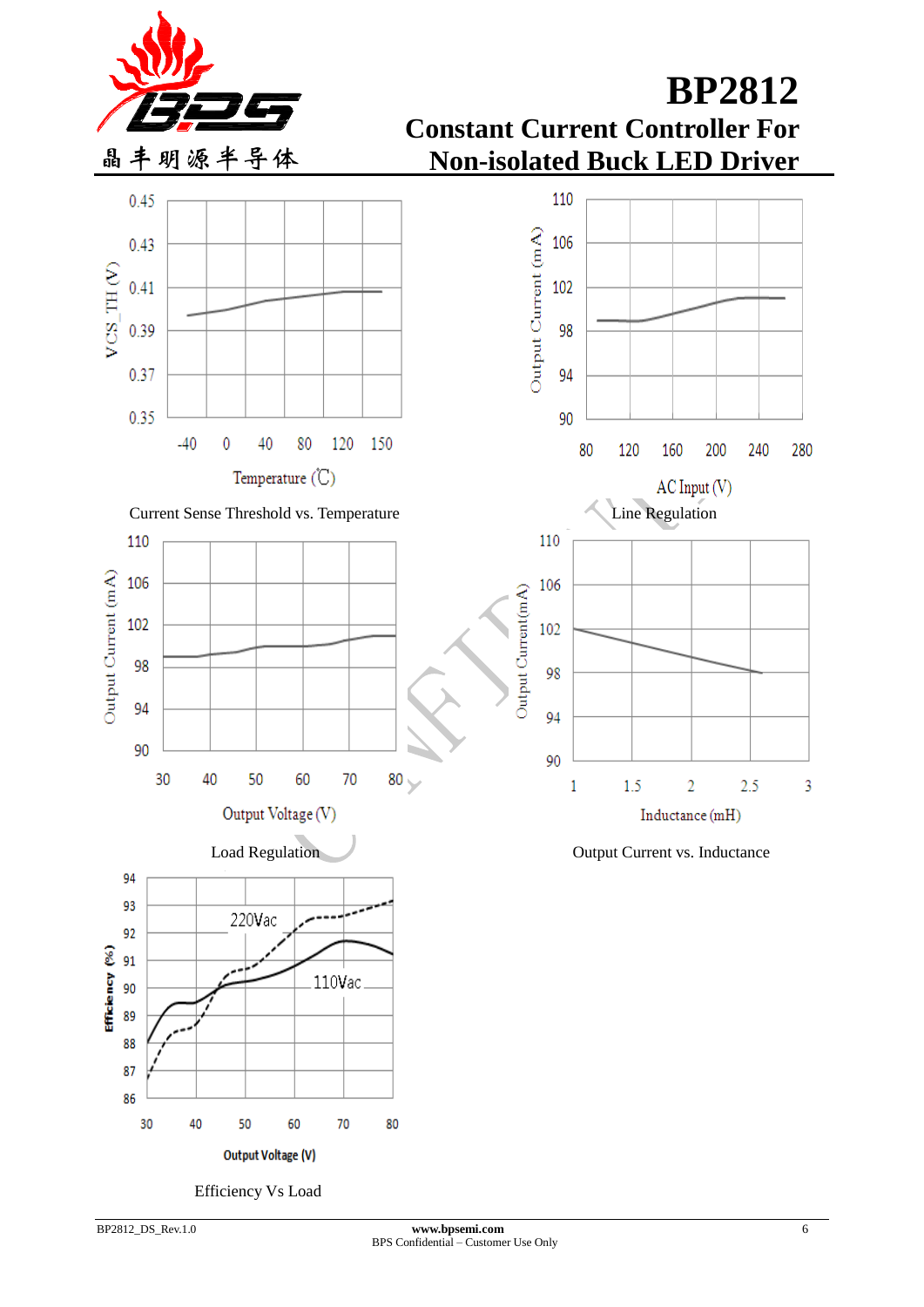Current Sense Threshold vs. Temperature

Line Regulation

Load Regulation

Output Current vs. Inductance

Efficiency Vs Load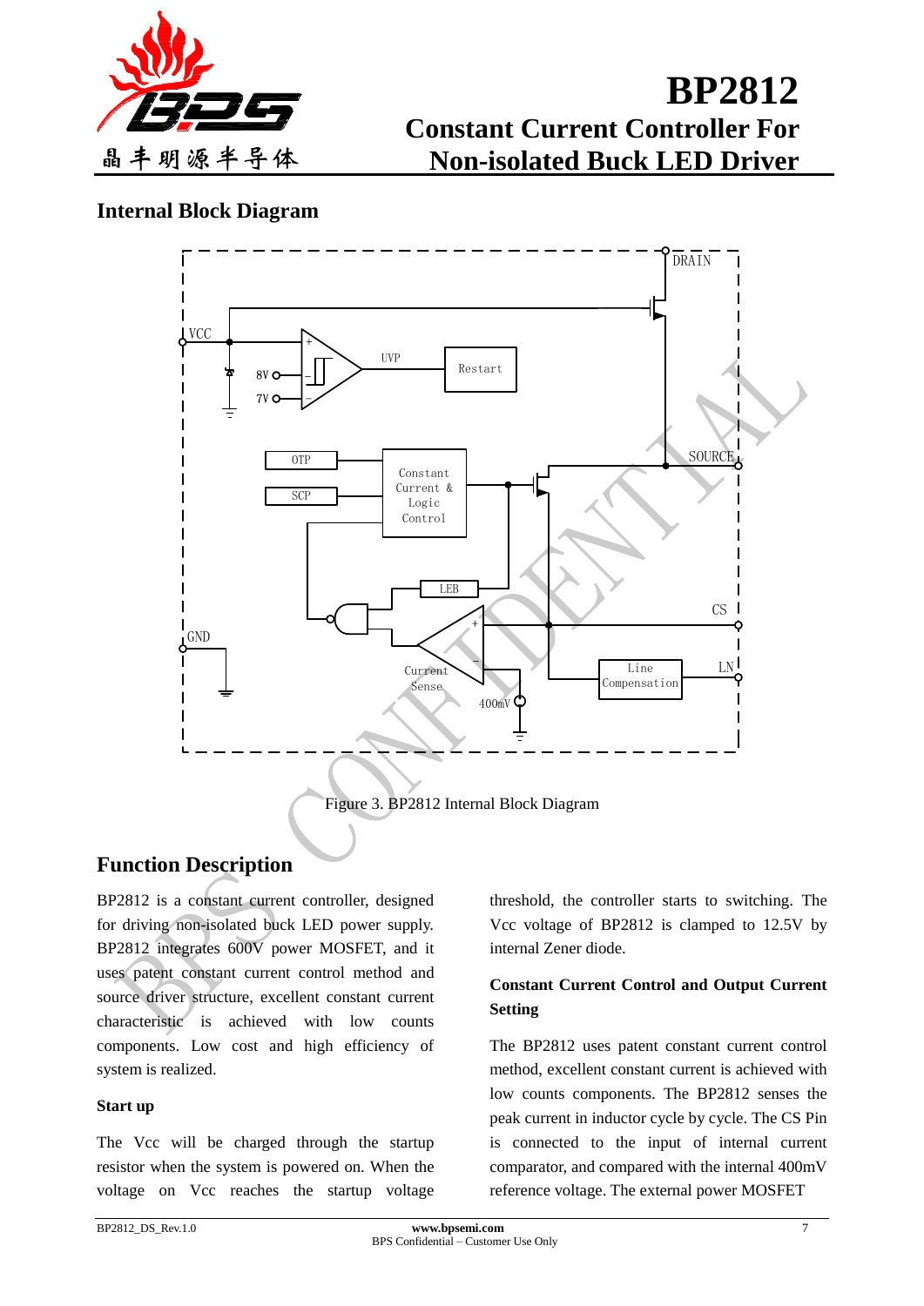## Internal Block Diagram

Figure 3. BP2812 Internal Block Diagram

## Function Description

BP2812 is a constant current controller, designed for driving non-isolated buck LED power supply. BP2812 integrates 600V power MOSFET, and it uses patent constant current control method and source driver structure, excellent constant current characteristic is achieved with low counts components. Low cost and high efficiency of system is realized.

### Start up

The Vcc will be charged through the startup resistor when the system is powered on. When the voltage on Vcc reaches the startup voltage threshold, the controller starts to switching. The Vcc voltage of BP2812 is clamped to 12.5V by internal Zener diode.

### Constant Current Control and Output Current Setting

The BP2812 uses patent constant current control method, excellent constant current is achieved with low counts components. The BP2812 senses the peak current in inductor cycle by cycle. The CS Pin is connected to the input of internal current comparator, and compared with the internal 400mV reference voltage. The external power MOSFET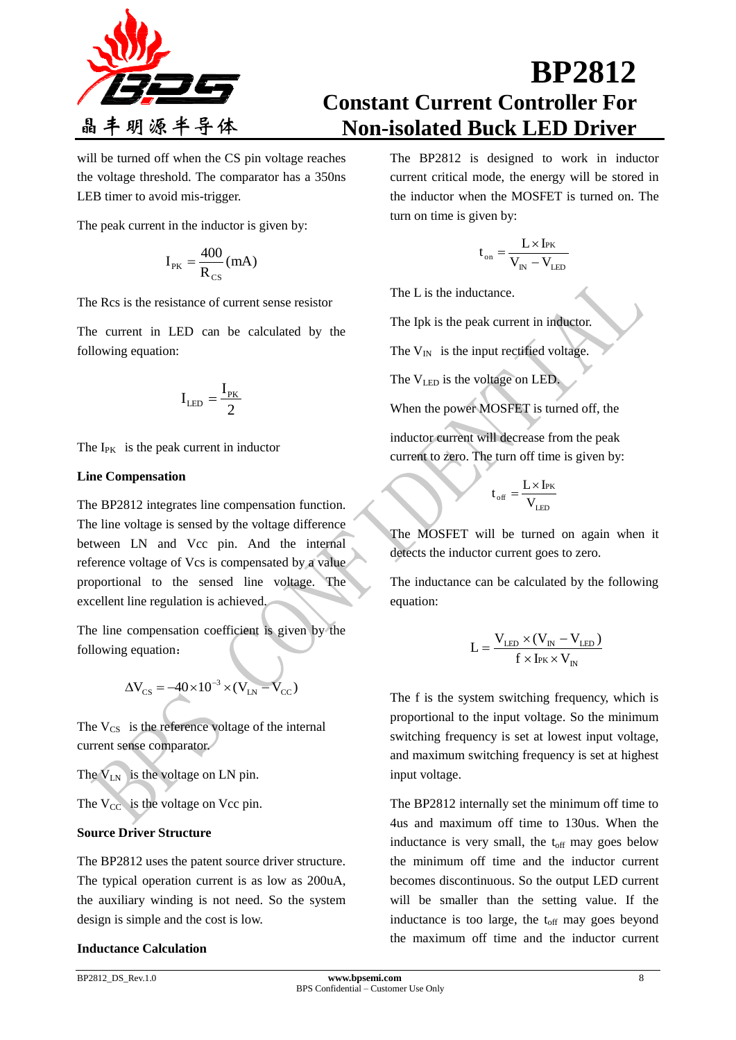will be turned off when the CS pin voltage reaches the voltage threshold. The comparator has a 350ns LEB timer to avoid mis-trigger.

The peak current in the inductor is given by:

$$I_{PK} = \frac{400}{R_{CS}}(mA)$$

The Rcs is the resistance of current sense resistor

The current in LED can be calculated by the following equation:

$$I_{LED} = \frac{I_{PK}}{2}$$

The $I_{PK}$ is the peak current in inductor

**Line Compensation**

The BP2812 integrates line compensation function. The line voltage is sensed by the voltage difference between LN and Vcc pin. And the internal reference voltage of Vcs is compensated by a value proportional to the sensed line voltage. The excellent line regulation is achieved.

The line compensation coefficient is given by the following equation：

$$\Delta V_{CS} = -40 \times 10^{-3} \times (V_{LN} - V_{CC})$$

The $V_{CS}$ is the reference voltage of the internal current sense comparator.

The $V_{LN}$ is the voltage on LN pin.

The $V_{CC}$ is the voltage on Vcc pin.

**Source Driver Structure**

The BP2812 uses the patent source driver structure. The typical operation current is as low as 200uA, the auxiliary winding is not need. So the system design is simple and the cost is low.

**Inductance Calculation**

The BP2812 is designed to work in inductor current critical mode, the energy will be stored in the inductor when the MOSFET is turned on. The turn on time is given by:

$$t_{on} = \frac{L \times I_{PK}}{V_{IN} - V_{LED}}$$

The L is the inductance.

The Ipk is the peak current in inductor.

The $V_{IN}$ is the input rectified voltage.

The $V_{LED}$ is the voltage on LED.

When the power MOSFET is turned off, the

inductor current will decrease from the peak current to zero. The turn off time is given by:

$$t_{off} = \frac{L \times I_{PK}}{V_{LED}}$$

The MOSFET will be turned on again when it detects the inductor current goes to zero.

The inductance can be calculated by the following equation:

$$L = \frac{V_{LED} \times (V_{IN} - V_{LED})}{f \times I_{PK} \times V_{IN}}$$

The f is the system switching frequency, which is proportional to the input voltage. So the minimum switching frequency is set at lowest input voltage, and maximum switching frequency is set at highest input voltage.

The BP2812 internally set the minimum off time to 4us and maximum off time to 130us. When the inductance is very small, the $t_{off}$ may goes below the minimum off time and the inductor current becomes discontinuous. So the output LED current will be smaller than the setting value. If the inductance is too large, the $t_{off}$ may goes beyond the maximum off time and the inductor current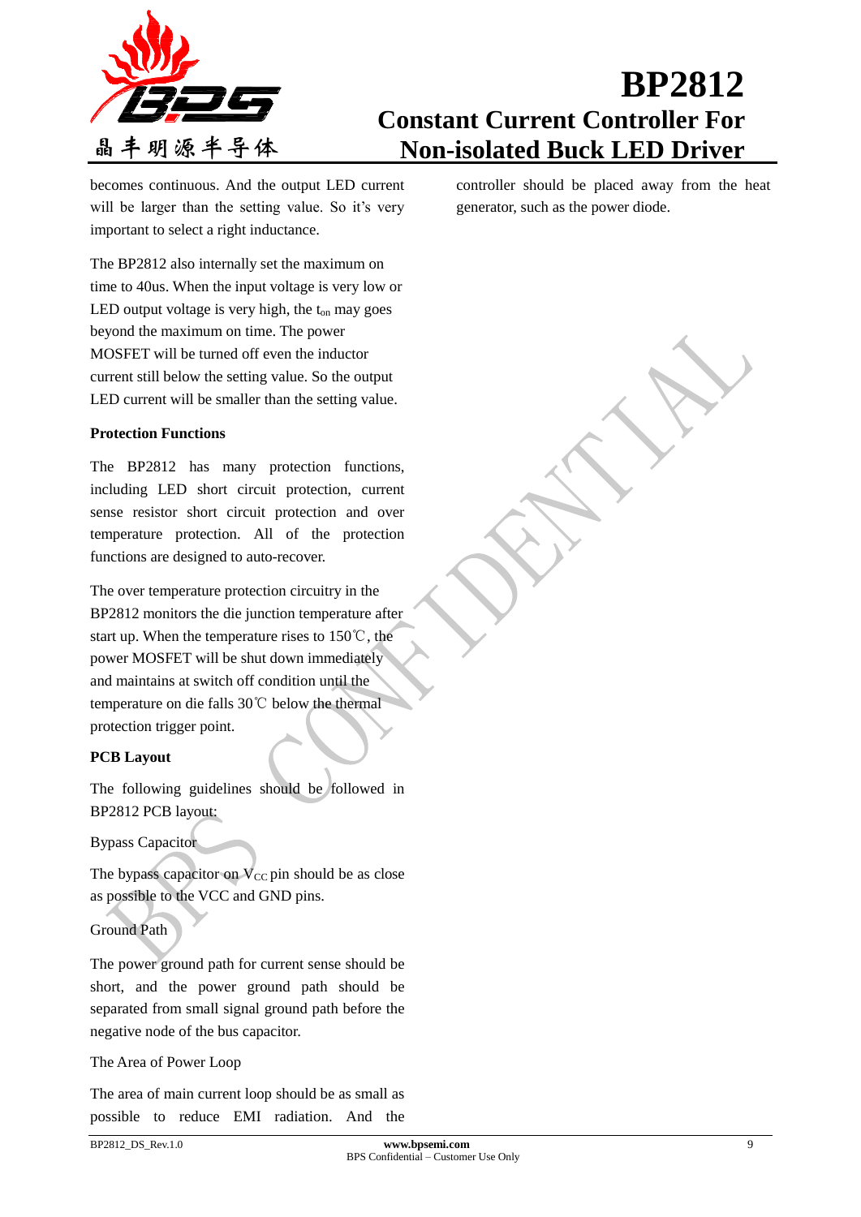becomes continuous. And the output LED current will be larger than the setting value. So it's very important to select a right inductance.

The BP2812 also internally set the maximum on time to 40us. When the input voltage is very low or LED output voltage is very high, the $t_{on}$ may goes beyond the maximum on time. The power MOSFET will be turned off even the inductor current still below the setting value. So the output LED current will be smaller than the setting value.

**Protection Functions**

The BP2812 has many protection functions, including LED short circuit protection, current sense resistor short circuit protection and over temperature protection. All of the protection functions are designed to auto-recover.

The over temperature protection circuitry in the BP2812 monitors the die junction temperature after start up. When the temperature rises to 150℃, the power MOSFET will be shut down immediately and maintains at switch off condition until the temperature on die falls 30℃ below the thermal protection trigger point.

**PCB Layout**

The following guidelines should be followed in BP2812 PCB layout:

Bypass Capacitor

The bypass capacitor on $V_{CC}$ pin should be as close as possible to the VCC and GND pins.

Ground Path

The power ground path for current sense should be short, and the power ground path should be separated from small signal ground path before the negative node of the bus capacitor.

The Area of Power Loop

The area of main current loop should be as small as possible to reduce EMI radiation. And the controller should be placed away from the heat generator, such as the power diode.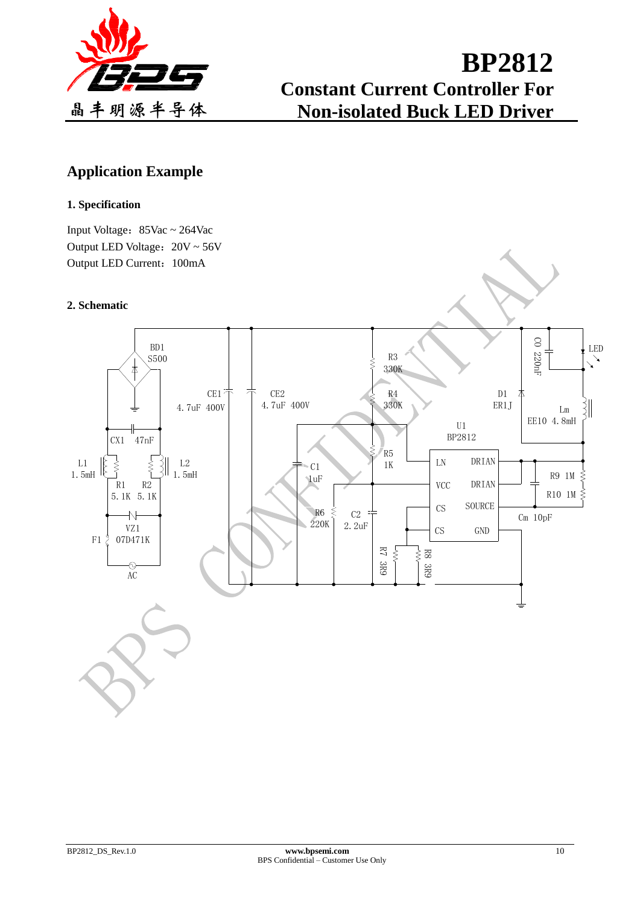## Application Example

### 1. Specification

Input Voltage：85Vac ~ 264Vac
Output LED Voltage：20V ~ 56V
Output LED Current：100mA

### 2. Schematic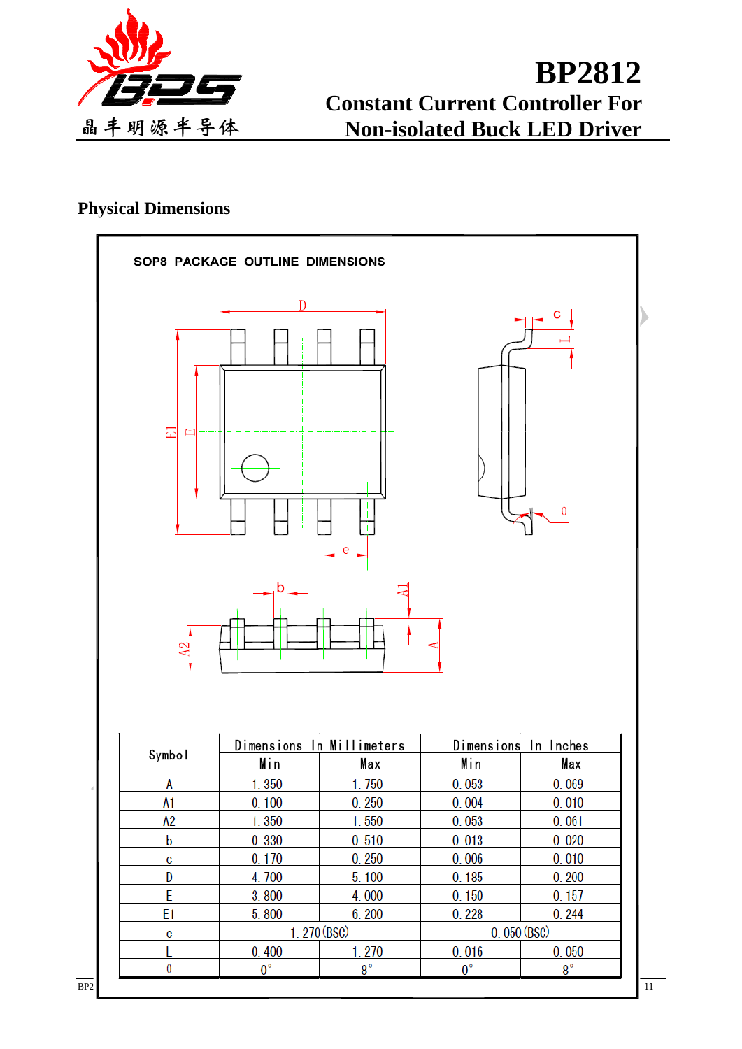## Physical Dimensions

SOP8 PACKAGE OUTLINE DIMENSIONS

D

E1

E

e

b

A1

A2

A

c

L

θ

| Symbol | Dimensions In Millimeters | | Dimensions In Inches | |
|---|---|---|---|---|
| | Min | Max | Min | Max |
| A | 1.350 | 1.750 | 0.053 | 0.069 |
| A1 | 0.100 | 0.250 | 0.004 | 0.010 |
| A2 | 1.350 | 1.550 | 0.053 | 0.061 |
| b | 0.330 | 0.510 | 0.013 | 0.020 |
| c | 0.170 | 0.250 | 0.006 | 0.010 |
| D | 4.700 | 5.100 | 0.185 | 0.200 |
| E | 3.800 | 4.000 | 0.150 | 0.157 |
| E1 | 5.800 | 6.200 | 0.228 | 0.244 |
| e | 1.270 (BSC) | | 0.050 (BSC) | |
| L | 0.400 | 1.270 | 0.016 | 0.050 |
| θ | 0° | 8° | 0° | 8° |